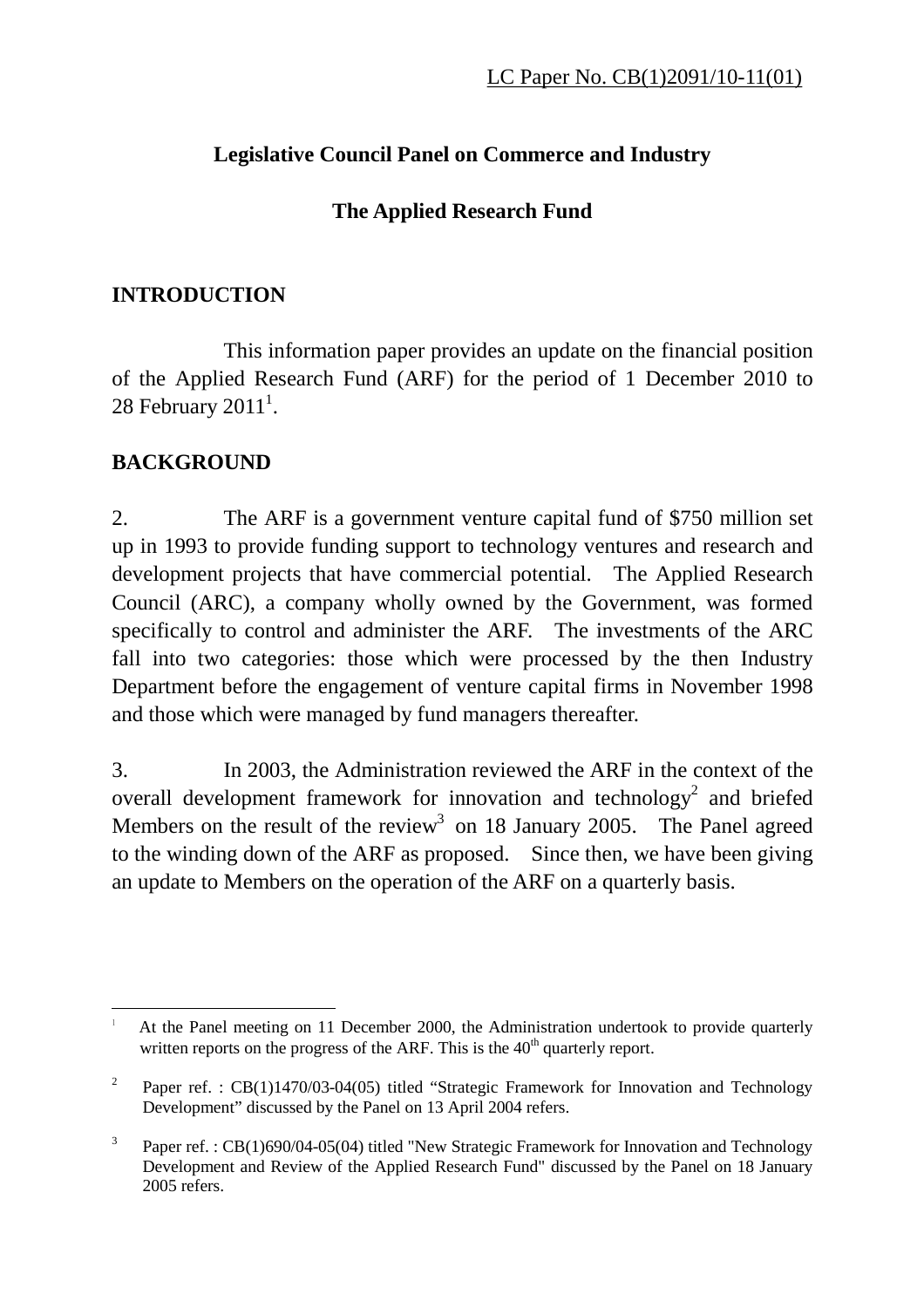LC Paper No. CB(1)2091/10-11(01)

# Legislative Council Panel on Commerce and Industry

## The Applied Research Fund

## INTRODUCTION

This information paper provides an update on the financial position of the Applied Research Fund (ARF) for the period of 1 December 2010 to 28 February 2011[1].

## BACKGROUND

2. The ARF is a government venture capital fund of $750 million set up in 1993 to provide funding support to technology ventures and research and development projects that have commercial potential. The Applied Research Council (ARC), a company wholly owned by the Government, was formed specifically to control and administer the ARF. The investments of the ARC fall into two categories: those which were processed by the then Industry Department before the engagement of venture capital firms in November 1998 and those which were managed by fund managers thereafter.

3. In 2003, the Administration reviewed the ARF in the context of the overall development framework for innovation and technology[2] and briefed Members on the result of the review[3] on 18 January 2005. The Panel agreed to the winding down of the ARF as proposed. Since then, we have been giving an update to Members on the operation of the ARF on a quarterly basis.

---

[1] At the Panel meeting on 11 December 2000, the Administration undertook to provide quarterly written reports on the progress of the ARF. This is the 40th quarterly report.

[2] Paper ref. : CB(1)1470/03-04(05) titled "Strategic Framework for Innovation and Technology Development" discussed by the Panel on 13 April 2004 refers.

[3] Paper ref. : CB(1)690/04-05(04) titled "New Strategic Framework for Innovation and Technology Development and Review of the Applied Research Fund" discussed by the Panel on 18 January 2005 refers.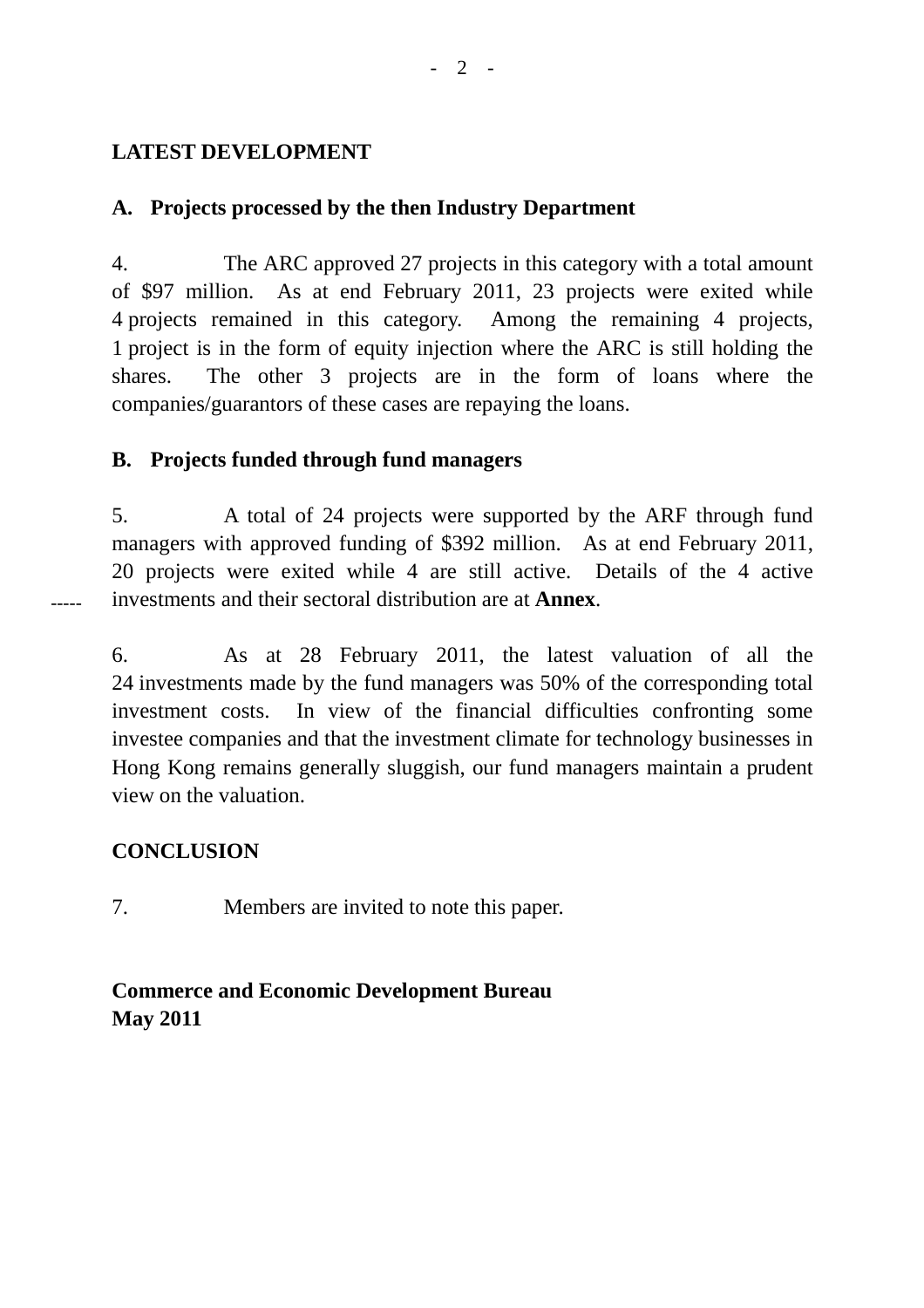## LATEST DEVELOPMENT

### A. Projects processed by the then Industry Department

4. The ARC approved 27 projects in this category with a total amount of $97 million. As at end February 2011, 23 projects were exited while 4 projects remained in this category. Among the remaining 4 projects, 1 project is in the form of equity injection where the ARC is still holding the shares. The other 3 projects are in the form of loans where the companies/guarantors of these cases are repaying the loans.

### B. Projects funded through fund managers

5. A total of 24 projects were supported by the ARF through fund managers with approved funding of $392 million. As at end February 2011, 20 projects were exited while 4 are still active. Details of the 4 active investments and their sectoral distribution are at **Annex**.

6. As at 28 February 2011, the latest valuation of all the 24 investments made by the fund managers was 50% of the corresponding total investment costs. In view of the financial difficulties confronting some investee companies and that the investment climate for technology businesses in Hong Kong remains generally sluggish, our fund managers maintain a prudent view on the valuation.

## CONCLUSION

7. Members are invited to note this paper.

**Commerce and Economic Development Bureau**
**May 2011**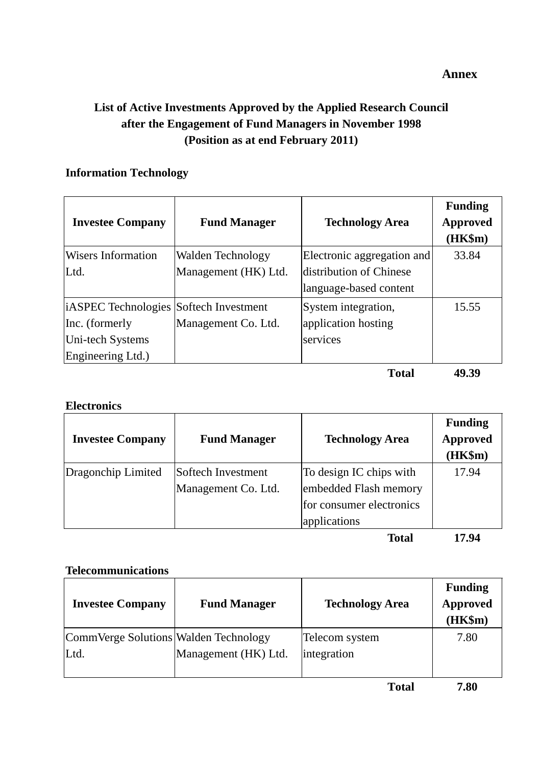**Annex**

## List of Active Investments Approved by the Applied Research Council after the Engagement of Fund Managers in November 1998 (Position as at end February 2011)

### Information Technology

| Investee Company | Fund Manager | Technology Area | Funding Approved (HK$m) |
|---|---|---|---|
| Wisers Information Ltd. | Walden Technology Management (HK) Ltd. | Electronic aggregation and distribution of Chinese language-based content | 33.84 |
| iASPEC Technologies Inc. (formerly Uni-tech Systems Engineering Ltd.) | Softech Investment Management Co. Ltd. | System integration, application hosting services | 15.55 |
| | | **Total** | **49.39** |

### Electronics

| Investee Company | Fund Manager | Technology Area | Funding Approved (HK$m) |
|---|---|---|---|
| Dragonchip Limited | Softech Investment Management Co. Ltd. | To design IC chips with embedded Flash memory for consumer electronics applications | 17.94 |
| | | **Total** | **17.94** |

### Telecommunications

| Investee Company | Fund Manager | Technology Area | Funding Approved (HK$m) |
|---|---|---|---|
| CommVerge Solutions Ltd. | Walden Technology Management (HK) Ltd. | Telecom system integration | 7.80 |
| | | **Total** | **7.80** |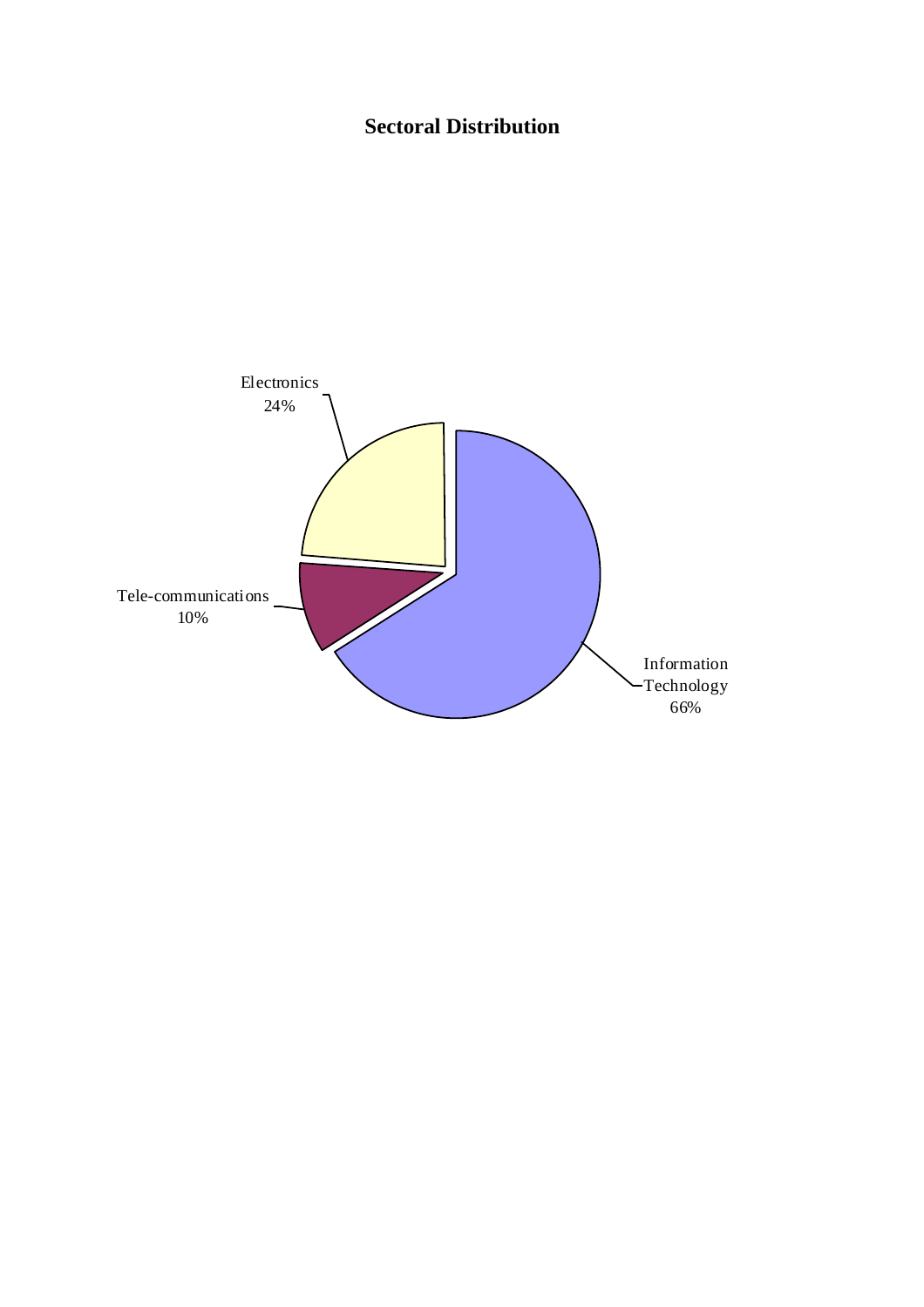**Sectoral Distribution**

Electronics
24%

Tele-communications
10%

Information
Technology
66%